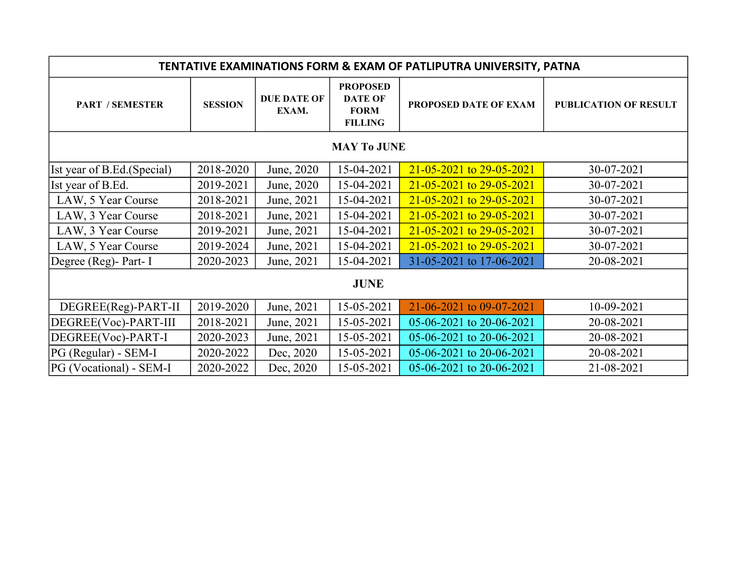| TENTATIVE EXAMINATIONS FORM & EXAM OF PATLIPUTRA UNIVERSITY, PATNA | | | | | |
|---|---|---|---|---|---|
| **PART / SEMESTER** | **SESSION** | **DUE DATE OF EXAM.** | **PROPOSED DATE OF FORM FILLING** | **PROPOSED DATE OF EXAM** | **PUBLICATION OF RESULT** |
| **MAY To JUNE** | | | | | |
| Ist year of B.Ed.(Special) | 2018-2020 | June, 2020 | 15-04-2021 | 21-05-2021 to 29-05-2021 | 30-07-2021 |
| Ist year of B.Ed. | 2019-2021 | June, 2020 | 15-04-2021 | 21-05-2021 to 29-05-2021 | 30-07-2021 |
| LAW, 5 Year Course | 2018-2021 | June, 2021 | 15-04-2021 | 21-05-2021 to 29-05-2021 | 30-07-2021 |
| LAW, 3 Year Course | 2018-2021 | June, 2021 | 15-04-2021 | 21-05-2021 to 29-05-2021 | 30-07-2021 |
| LAW, 3 Year Course | 2019-2021 | June, 2021 | 15-04-2021 | 21-05-2021 to 29-05-2021 | 30-07-2021 |
| LAW, 5 Year Course | 2019-2024 | June, 2021 | 15-04-2021 | 21-05-2021 to 29-05-2021 | 30-07-2021 |
| Degree (Reg)- Part- I | 2020-2023 | June, 2021 | 15-04-2021 | 31-05-2021 to 17-06-2021 | 20-08-2021 |
| **JUNE** | | | | | |
| DEGREE(Reg)-PART-II | 2019-2020 | June, 2021 | 15-05-2021 | 21-06-2021 to 09-07-2021 | 10-09-2021 |
| DEGREE(Voc)-PART-III | 2018-2021 | June, 2021 | 15-05-2021 | 05-06-2021 to 20-06-2021 | 20-08-2021 |
| DEGREE(Voc)-PART-I | 2020-2023 | June, 2021 | 15-05-2021 | 05-06-2021 to 20-06-2021 | 20-08-2021 |
| PG (Regular) - SEM-I | 2020-2022 | Dec, 2020 | 15-05-2021 | 05-06-2021 to 20-06-2021 | 20-08-2021 |
| PG (Vocational) - SEM-I | 2020-2022 | Dec, 2020 | 15-05-2021 | 05-06-2021 to 20-06-2021 | 21-08-2021 |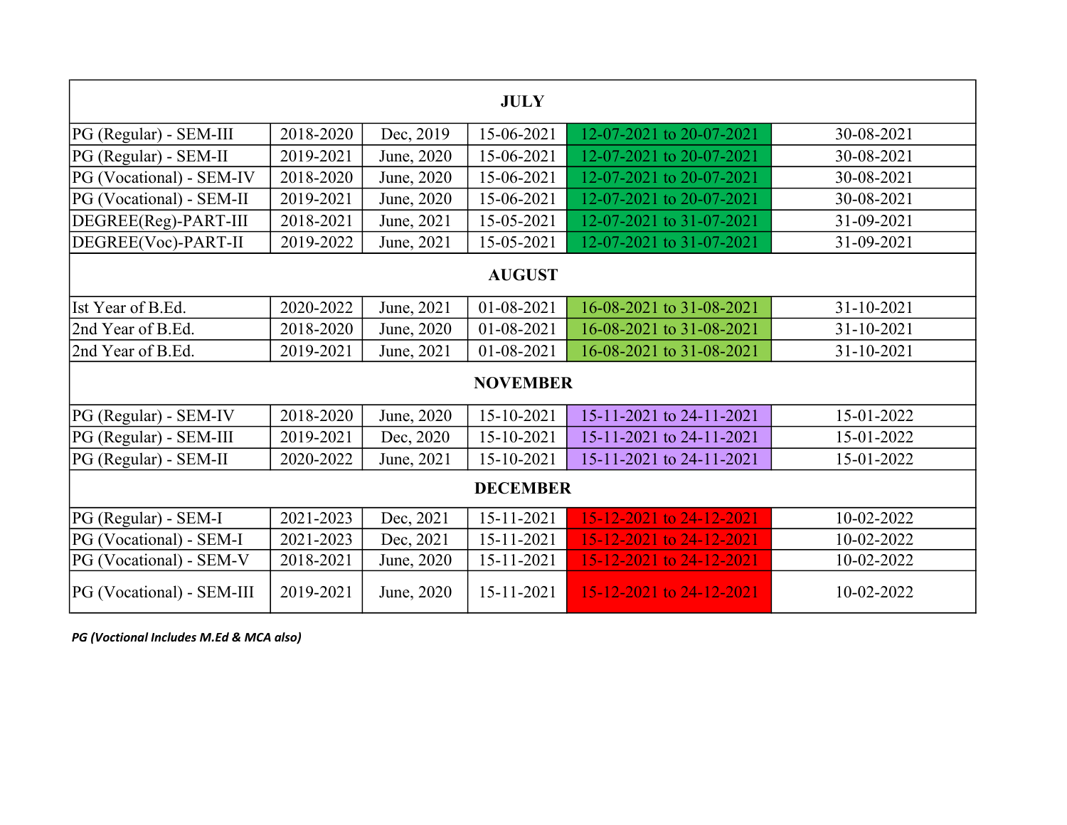| | | | | | |
|---|---|---|---|---|---|
| **JULY** | | | | | |
| PG (Regular) - SEM-III | 2018-2020 | Dec, 2019 | 15-06-2021 | 12-07-2021 to 20-07-2021 | 30-08-2021 |
| PG (Regular) - SEM-II | 2019-2021 | June, 2020 | 15-06-2021 | 12-07-2021 to 20-07-2021 | 30-08-2021 |
| PG (Vocational) - SEM-IV | 2018-2020 | June, 2020 | 15-06-2021 | 12-07-2021 to 20-07-2021 | 30-08-2021 |
| PG (Vocational) - SEM-II | 2019-2021 | June, 2020 | 15-06-2021 | 12-07-2021 to 20-07-2021 | 30-08-2021 |
| DEGREE(Reg)-PART-III | 2018-2021 | June, 2021 | 15-05-2021 | 12-07-2021 to 31-07-2021 | 31-09-2021 |
| DEGREE(Voc)-PART-II | 2019-2022 | June, 2021 | 15-05-2021 | 12-07-2021 to 31-07-2021 | 31-09-2021 |
| **AUGUST** | | | | | |
| Ist Year of B.Ed. | 2020-2022 | June, 2021 | 01-08-2021 | 16-08-2021 to 31-08-2021 | 31-10-2021 |
| 2nd Year of B.Ed. | 2018-2020 | June, 2020 | 01-08-2021 | 16-08-2021 to 31-08-2021 | 31-10-2021 |
| 2nd Year of B.Ed. | 2019-2021 | June, 2021 | 01-08-2021 | 16-08-2021 to 31-08-2021 | 31-10-2021 |
| **NOVEMBER** | | | | | |
| PG (Regular) - SEM-IV | 2018-2020 | June, 2020 | 15-10-2021 | 15-11-2021 to 24-11-2021 | 15-01-2022 |
| PG (Regular) - SEM-III | 2019-2021 | Dec, 2020 | 15-10-2021 | 15-11-2021 to 24-11-2021 | 15-01-2022 |
| PG (Regular) - SEM-II | 2020-2022 | June, 2021 | 15-10-2021 | 15-11-2021 to 24-11-2021 | 15-01-2022 |
| **DECEMBER** | | | | | |
| PG (Regular) - SEM-I | 2021-2023 | Dec, 2021 | 15-11-2021 | 15-12-2021 to 24-12-2021 | 10-02-2022 |
| PG (Vocational) - SEM-I | 2021-2023 | Dec, 2021 | 15-11-2021 | 15-12-2021 to 24-12-2021 | 10-02-2022 |
| PG (Vocational) - SEM-V | 2018-2021 | June, 2020 | 15-11-2021 | 15-12-2021 to 24-12-2021 | 10-02-2022 |
| PG (Vocational) - SEM-III | 2019-2021 | June, 2020 | 15-11-2021 | 15-12-2021 to 24-12-2021 | 10-02-2022 |

***PG (Voctional Includes M.Ed & MCA also)***